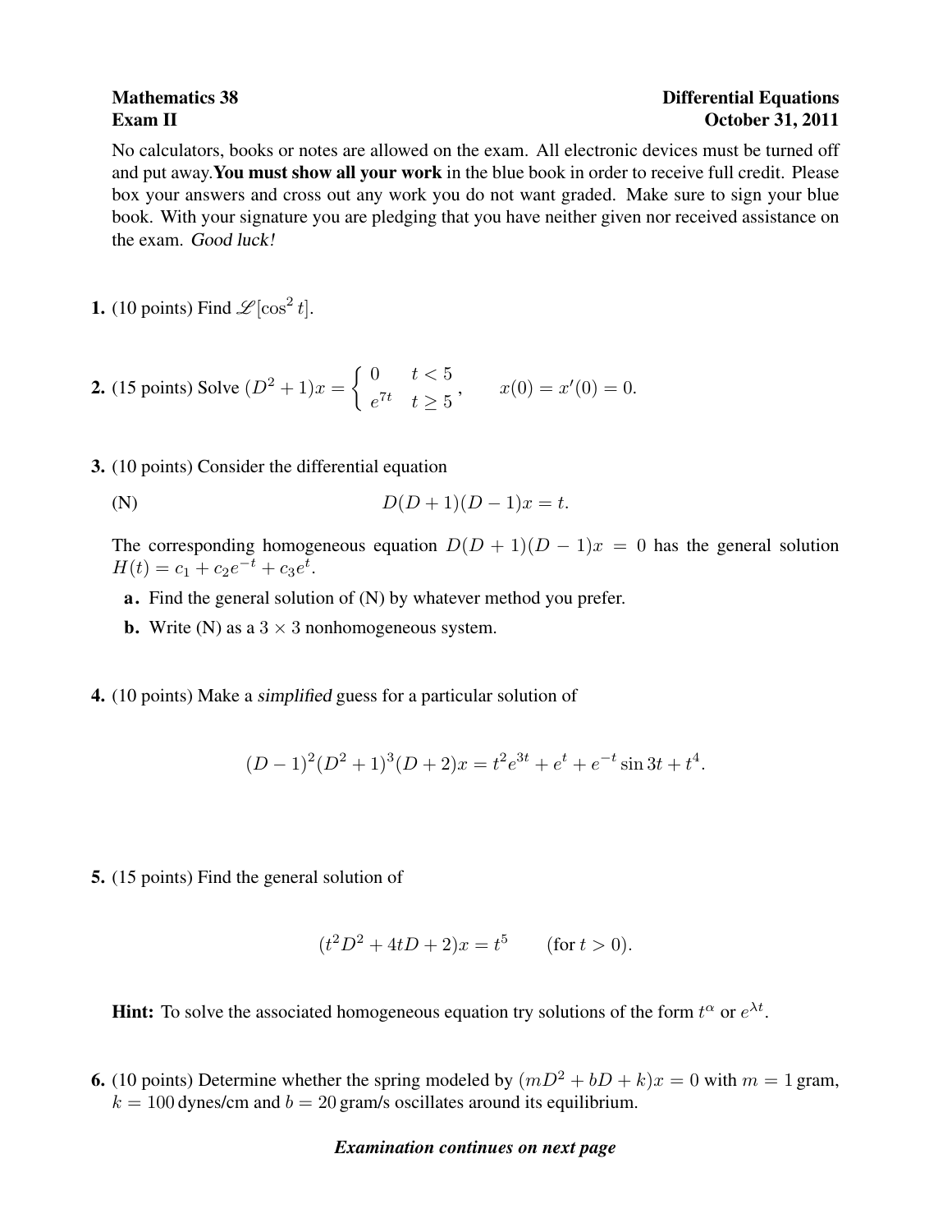**Mathematics 38** **Differential Equations**
**Exam II** **October 31, 2011**

No calculators, books or notes are allowed on the exam. All electronic devices must be turned off and put away. **You must show all your work** in the blue book in order to receive full credit. Please box your answers and cross out any work you do not want graded. Make sure to sign your blue book. With your signature you are pledging that you have neither given nor received assistance on the exam. *Good luck!*

**1.** (10 points) Find $\mathscr{L}[\cos^2 t]$.

**2.** (15 points) Solve $(D^2+1)x = \begin{cases} 0 & t < 5 \\ e^{7t} & t \geq 5 \end{cases}, \qquad x(0) = x'(0) = 0.$

**3.** (10 points) Consider the differential equation

$$\text{(N)} \qquad D(D+1)(D-1)x = t.$$

The corresponding homogeneous equation $D(D+1)(D-1)x = 0$ has the general solution $H(t) = c_1 + c_2 e^{-t} + c_3 e^{t}$.

**a.** Find the general solution of (N) by whatever method you prefer.

**b.** Write (N) as a $3 \times 3$ nonhomogeneous system.

**4.** (10 points) Make a *simplified* guess for a particular solution of

$$(D-1)^2(D^2+1)^3(D+2)x = t^2 e^{3t} + e^t + e^{-t}\sin 3t + t^4.$$

**5.** (15 points) Find the general solution of

$$(t^2 D^2 + 4tD + 2)x = t^5 \qquad (\text{for } t > 0).$$

**Hint:** To solve the associated homogeneous equation try solutions of the form $t^\alpha$ or $e^{\lambda t}$.

**6.** (10 points) Determine whether the spring modeled by $(mD^2 + bD + k)x = 0$ with $m = 1$ gram, $k = 100$ dynes/cm and $b = 20$ gram/s oscillates around its equilibrium.

***Examination continues on next page***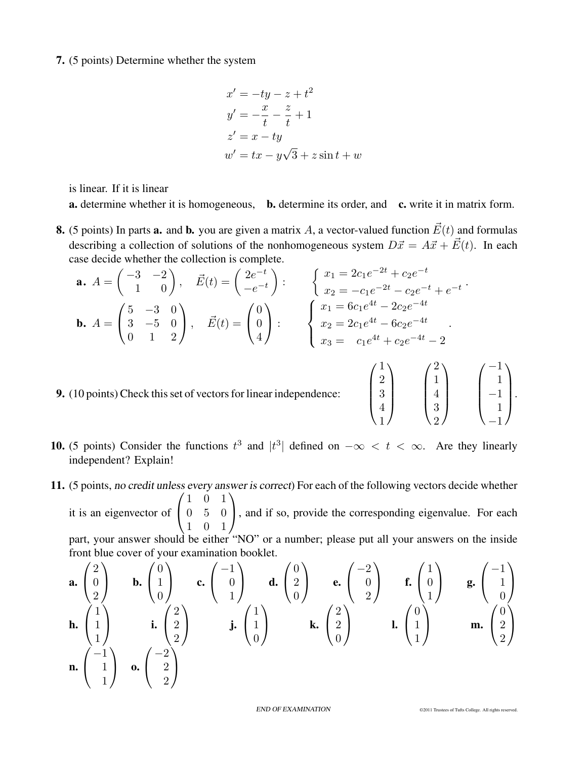**7.** (5 points) Determine whether the system

$$
\begin{aligned}
x' &= -ty - z + t^2 \\
y' &= -\frac{x}{t} - \frac{z}{t} + 1 \\
z' &= x - ty \\
w' &= tx - y\sqrt{3} + z\sin t + w
\end{aligned}
$$

is linear. If it is linear

**a.** determine whether it is homogeneous, **b.** determine its order, and **c.** write it in matrix form.

**8.** (5 points) In parts **a.** and **b.** you are given a matrix $A$, a vector-valued function $\vec{E}(t)$ and formulas describing a collection of solutions of the nonhomogeneous system $D\vec{x} = A\vec{x} + \vec{E}(t)$. In each case decide whether the collection is complete.

**a.** $A = \begin{pmatrix} -3 & -2 \\ 1 & 0 \end{pmatrix}, \quad \vec{E}(t) = \begin{pmatrix} 2e^{-t} \\ -e^{-t} \end{pmatrix} : \qquad \begin{cases} x_1 = 2c_1 e^{-2t} + c_2 e^{-t} \\ x_2 = -c_1 e^{-2t} - c_2 e^{-t} + e^{-t} \end{cases}.$

**b.** $A = \begin{pmatrix} 5 & -3 & 0 \\ 3 & -5 & 0 \\ 0 & 1 & 2 \end{pmatrix}, \quad \vec{E}(t) = \begin{pmatrix} 0 \\ 0 \\ 4 \end{pmatrix} : \qquad \begin{cases} x_1 = 6c_1 e^{4t} - 2c_2 e^{-4t} \\ x_2 = 2c_1 e^{4t} - 6c_2 e^{-4t} \\ x_3 = \phantom{6}c_1 e^{4t} + c_2 e^{-4t} - 2 \end{cases}.$

**9.** (10 points) Check this set of vectors for linear independence: $\begin{pmatrix} 1 \\ 2 \\ 3 \\ 4 \\ 1 \end{pmatrix} \quad \begin{pmatrix} 2 \\ 1 \\ 4 \\ 3 \\ 2 \end{pmatrix} \quad \begin{pmatrix} -1 \\ 1 \\ -1 \\ 1 \\ -1 \end{pmatrix}.$

**10.** (5 points) Consider the functions $t^3$ and $|t^3|$ defined on $-\infty < t < \infty$. Are they linearly independent? Explain!

**11.** (5 points, *no credit unless every answer is correct*) For each of the following vectors decide whether it is an eigenvector of $\begin{pmatrix} 1 & 0 & 1 \\ 0 & 5 & 0 \\ 1 & 0 & 1 \end{pmatrix}$, and if so, provide the corresponding eigenvalue. For each part, your answer should be either "NO" or a number; please put all your answers on the inside front blue cover of your examination booklet.

**a.** $\begin{pmatrix} 2 \\ 0 \\ 2 \end{pmatrix}$ **b.** $\begin{pmatrix} 0 \\ 1 \\ 0 \end{pmatrix}$ **c.** $\begin{pmatrix} -1 \\ 0 \\ 1 \end{pmatrix}$ **d.** $\begin{pmatrix} 0 \\ 2 \\ 0 \end{pmatrix}$ **e.** $\begin{pmatrix} -2 \\ 0 \\ 2 \end{pmatrix}$ **f.** $\begin{pmatrix} 1 \\ 0 \\ 1 \end{pmatrix}$ **g.** $\begin{pmatrix} -1 \\ 1 \\ 0 \end{pmatrix}$

**h.** $\begin{pmatrix} 1 \\ 1 \\ 1 \end{pmatrix}$ **i.** $\begin{pmatrix} 2 \\ 2 \\ 2 \end{pmatrix}$ **j.** $\begin{pmatrix} 1 \\ 1 \\ 0 \end{pmatrix}$ **k.** $\begin{pmatrix} 2 \\ 2 \\ 0 \end{pmatrix}$ **l.** $\begin{pmatrix} 0 \\ 1 \\ 1 \end{pmatrix}$ **m.** $\begin{pmatrix} 0 \\ 2 \\ 2 \end{pmatrix}$

**n.** $\begin{pmatrix} -1 \\ 1 \\ 1 \end{pmatrix}$ **o.** $\begin{pmatrix} -2 \\ 2 \\ 2 \end{pmatrix}$

*END OF EXAMINATION*

©2011 Trustees of Tufts College. All rights reserved.